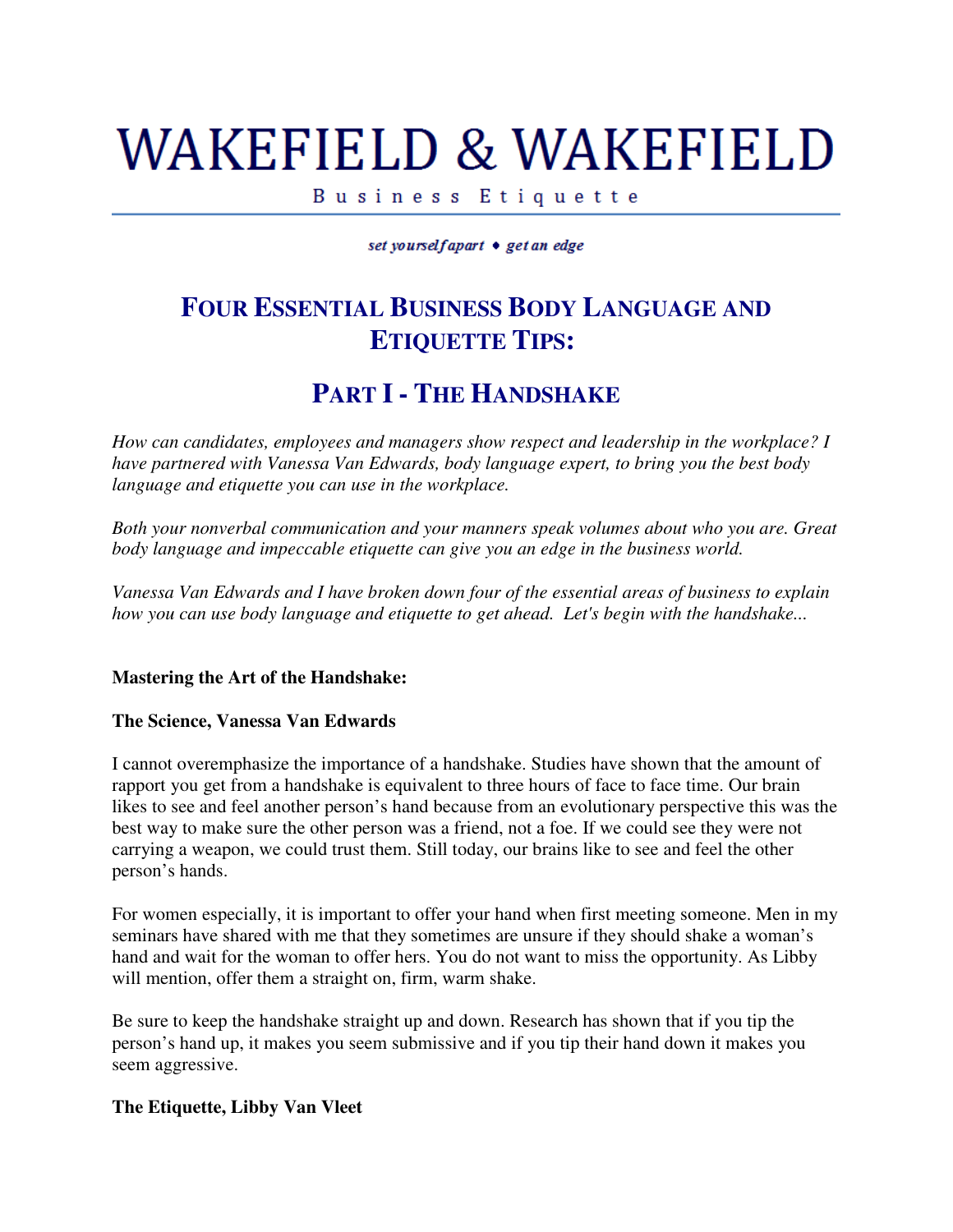# WAKEFIELD & WAKEFIELD

Business Etiquette

*set yourself apart • get an edge*

## FOUR ESSENTIAL BUSINESS BODY LANGUAGE AND ETIQUETTE TIPS:

## PART I - THE HANDSHAKE

*How can candidates, employees and managers show respect and leadership in the workplace? I have partnered with Vanessa Van Edwards, body language expert, to bring you the best body language and etiquette you can use in the workplace.*

*Both your nonverbal communication and your manners speak volumes about who you are. Great body language and impeccable etiquette can give you an edge in the business world.*

*Vanessa Van Edwards and I have broken down four of the essential areas of business to explain how you can use body language and etiquette to get ahead. Let's begin with the handshake...*

**Mastering the Art of the Handshake:**

**The Science, Vanessa Van Edwards**

I cannot overemphasize the importance of a handshake. Studies have shown that the amount of rapport you get from a handshake is equivalent to three hours of face to face time. Our brain likes to see and feel another person's hand because from an evolutionary perspective this was the best way to make sure the other person was a friend, not a foe. If we could see they were not carrying a weapon, we could trust them. Still today, our brains like to see and feel the other person's hands.

For women especially, it is important to offer your hand when first meeting someone. Men in my seminars have shared with me that they sometimes are unsure if they should shake a woman's hand and wait for the woman to offer hers. You do not want to miss the opportunity. As Libby will mention, offer them a straight on, firm, warm shake.

Be sure to keep the handshake straight up and down. Research has shown that if you tip the person's hand up, it makes you seem submissive and if you tip their hand down it makes you seem aggressive.

**The Etiquette, Libby Van Vleet**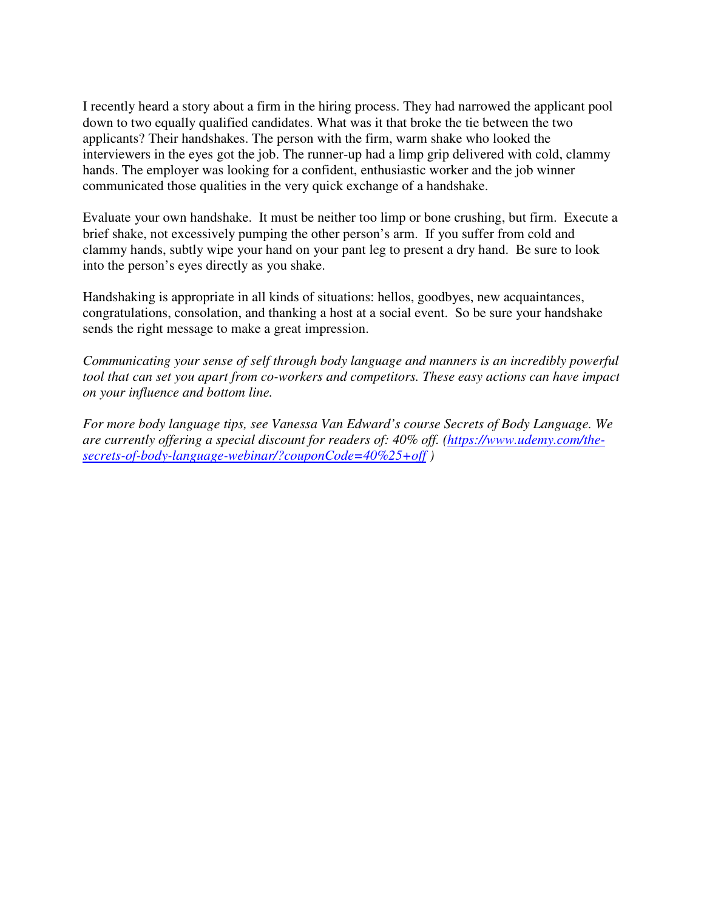I recently heard a story about a firm in the hiring process. They had narrowed the applicant pool down to two equally qualified candidates. What was it that broke the tie between the two applicants? Their handshakes. The person with the firm, warm shake who looked the interviewers in the eyes got the job. The runner-up had a limp grip delivered with cold, clammy hands. The employer was looking for a confident, enthusiastic worker and the job winner communicated those qualities in the very quick exchange of a handshake.

Evaluate your own handshake. It must be neither too limp or bone crushing, but firm. Execute a brief shake, not excessively pumping the other person's arm. If you suffer from cold and clammy hands, subtly wipe your hand on your pant leg to present a dry hand. Be sure to look into the person's eyes directly as you shake.

Handshaking is appropriate in all kinds of situations: hellos, goodbyes, new acquaintances, congratulations, consolation, and thanking a host at a social event. So be sure your handshake sends the right message to make a great impression.

*Communicating your sense of self through body language and manners is an incredibly powerful tool that can set you apart from co-workers and competitors. These easy actions can have impact on your influence and bottom line.*

*For more body language tips, see Vanessa Van Edward's course Secrets of Body Language. We are currently offering a special discount for readers of: 40% off. ([https://www.udemy.com/the-secrets-of-body-language-webinar/?couponCode=40%25+off](https://www.udemy.com/the-secrets-of-body-language-webinar/?couponCode=40%25+off) )*